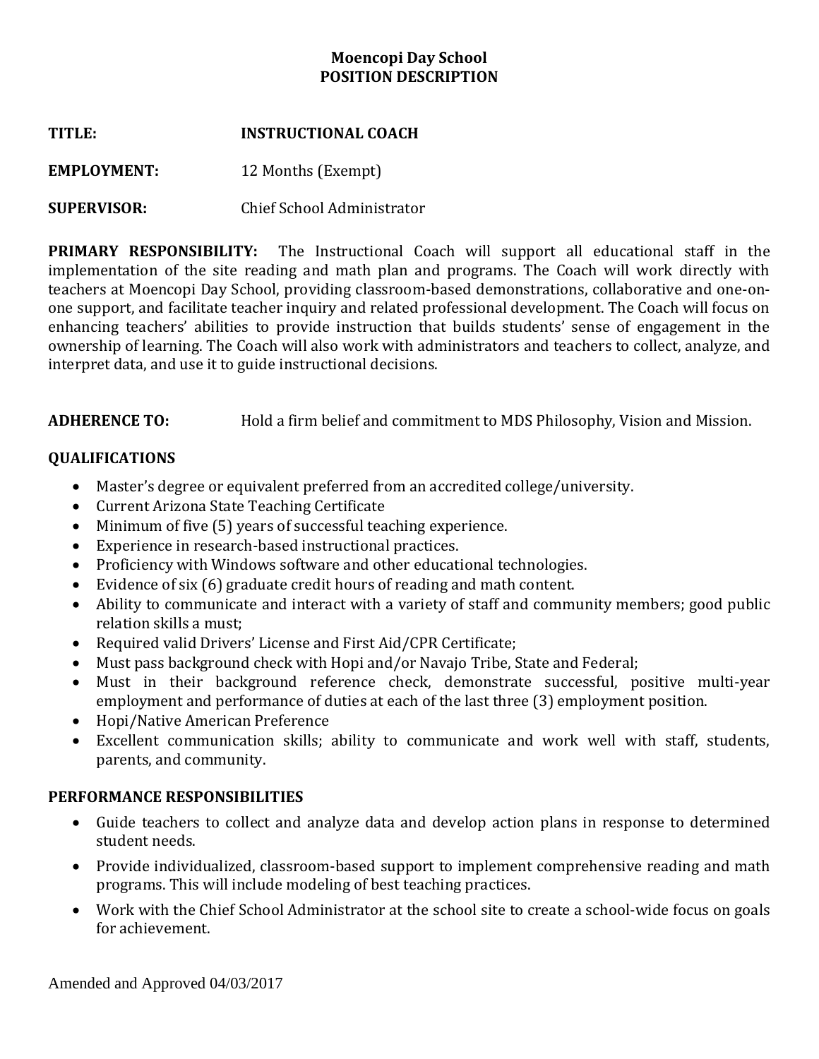# Moencopi Day School
## POSITION DESCRIPTION

**TITLE:** **INSTRUCTIONAL COACH**

**EMPLOYMENT:** 12 Months (Exempt)

**SUPERVISOR:** Chief School Administrator

**PRIMARY RESPONSIBILITY:** The Instructional Coach will support all educational staff in the implementation of the site reading and math plan and programs. The Coach will work directly with teachers at Moencopi Day School, providing classroom-based demonstrations, collaborative and one-on-one support, and facilitate teacher inquiry and related professional development. The Coach will focus on enhancing teachers' abilities to provide instruction that builds students' sense of engagement in the ownership of learning. The Coach will also work with administrators and teachers to collect, analyze, and interpret data, and use it to guide instructional decisions.

**ADHERENCE TO:** Hold a firm belief and commitment to MDS Philosophy, Vision and Mission.

**QUALIFICATIONS**

- Master's degree or equivalent preferred from an accredited college/university.
- Current Arizona State Teaching Certificate
- Minimum of five (5) years of successful teaching experience.
- Experience in research-based instructional practices.
- Proficiency with Windows software and other educational technologies.
- Evidence of six (6) graduate credit hours of reading and math content.
- Ability to communicate and interact with a variety of staff and community members; good public relation skills a must;
- Required valid Drivers' License and First Aid/CPR Certificate;
- Must pass background check with Hopi and/or Navajo Tribe, State and Federal;
- Must in their background reference check, demonstrate successful, positive multi-year employment and performance of duties at each of the last three (3) employment position.
- Hopi/Native American Preference
- Excellent communication skills; ability to communicate and work well with staff, students, parents, and community.

**PERFORMANCE RESPONSIBILITIES**

- Guide teachers to collect and analyze data and develop action plans in response to determined student needs.
- Provide individualized, classroom-based support to implement comprehensive reading and math programs. This will include modeling of best teaching practices.
- Work with the Chief School Administrator at the school site to create a school-wide focus on goals for achievement.

Amended and Approved 04/03/2017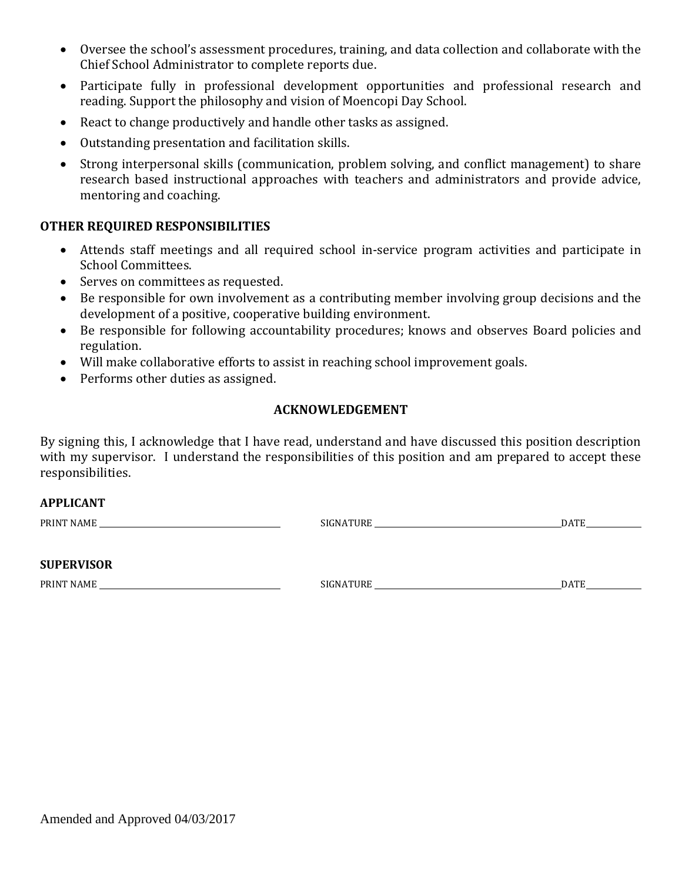- Oversee the school's assessment procedures, training, and data collection and collaborate with the Chief School Administrator to complete reports due.
- Participate fully in professional development opportunities and professional research and reading. Support the philosophy and vision of Moencopi Day School.
- React to change productively and handle other tasks as assigned.
- Outstanding presentation and facilitation skills.
- Strong interpersonal skills (communication, problem solving, and conflict management) to share research based instructional approaches with teachers and administrators and provide advice, mentoring and coaching.

**OTHER REQUIRED RESPONSIBILITIES**

- Attends staff meetings and all required school in-service program activities and participate in School Committees.
- Serves on committees as requested.
- Be responsible for own involvement as a contributing member involving group decisions and the development of a positive, cooperative building environment.
- Be responsible for following accountability procedures; knows and observes Board policies and regulation.
- Will make collaborative efforts to assist in reaching school improvement goals.
- Performs other duties as assigned.

**ACKNOWLEDGEMENT**

By signing this, I acknowledge that I have read, understand and have discussed this position description with my supervisor. I understand the responsibilities of this position and am prepared to accept these responsibilities.

**APPLICANT**

PRINT NAME ______________________ SIGNATURE ______________________ DATE __________

**SUPERVISOR**

PRINT NAME ______________________ SIGNATURE ______________________ DATE __________

Amended and Approved 04/03/2017